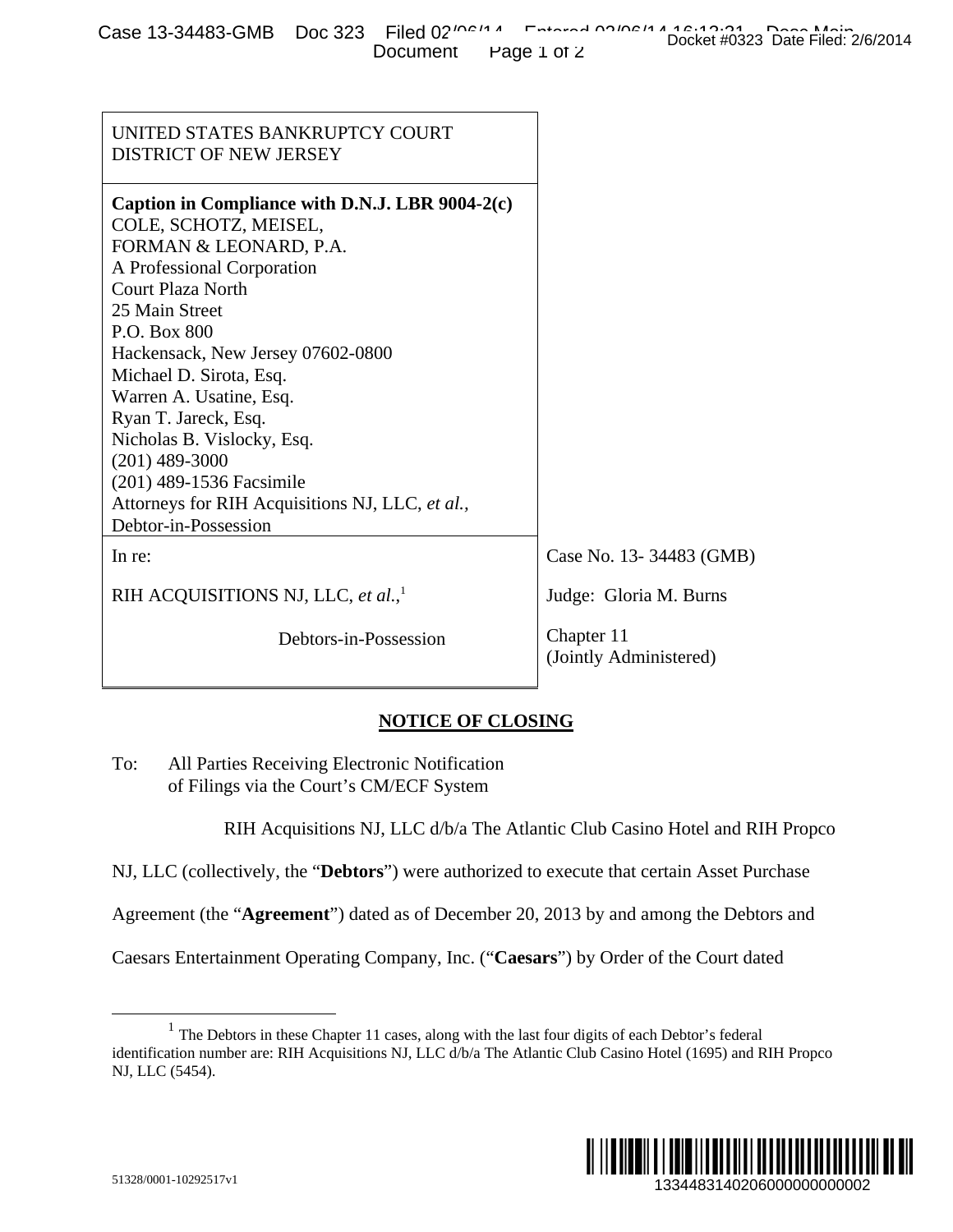| UNITED STATES BANKRUPTCY COURT<br>DISTRICT OF NEW JERSEY | |
|---|---|
| **Caption in Compliance with D.N.J. LBR 9004-2(c)**<br>COLE, SCHOTZ, MEISEL,<br>FORMAN & LEONARD, P.A.<br>A Professional Corporation<br>Court Plaza North<br>25 Main Street<br>P.O. Box 800<br>Hackensack, New Jersey 07602-0800<br>Michael D. Sirota, Esq.<br>Warren A. Usatine, Esq.<br>Ryan T. Jareck, Esq.<br>Nicholas B. Vislocky, Esq.<br>(201) 489-3000<br>(201) 489-1536 Facsimile<br>Attorneys for RIH Acquisitions NJ, LLC, *et al.*,<br>Debtor-in-Possession | |
| In re:<br><br>RIH ACQUISITIONS NJ, LLC, *et al.*,[1]<br><br>Debtors-in-Possession | Case No. 13- 34483 (GMB)<br><br>Judge: Gloria M. Burns<br><br>Chapter 11<br>(Jointly Administered) |

**NOTICE OF CLOSING**

To: All Parties Receiving Electronic Notification of Filings via the Court's CM/ECF System

RIH Acquisitions NJ, LLC d/b/a The Atlantic Club Casino Hotel and RIH Propco NJ, LLC (collectively, the "**Debtors**") were authorized to execute that certain Asset Purchase Agreement (the "**Agreement**") dated as of December 20, 2013 by and among the Debtors and Caesars Entertainment Operating Company, Inc. ("**Caesars**") by Order of the Court dated

[1] The Debtors in these Chapter 11 cases, along with the last four digits of each Debtor's federal identification number are: RIH Acquisitions NJ, LLC d/b/a The Atlantic Club Casino Hotel (1695) and RIH Propco NJ, LLC (5454).

51328/0001-10292517v1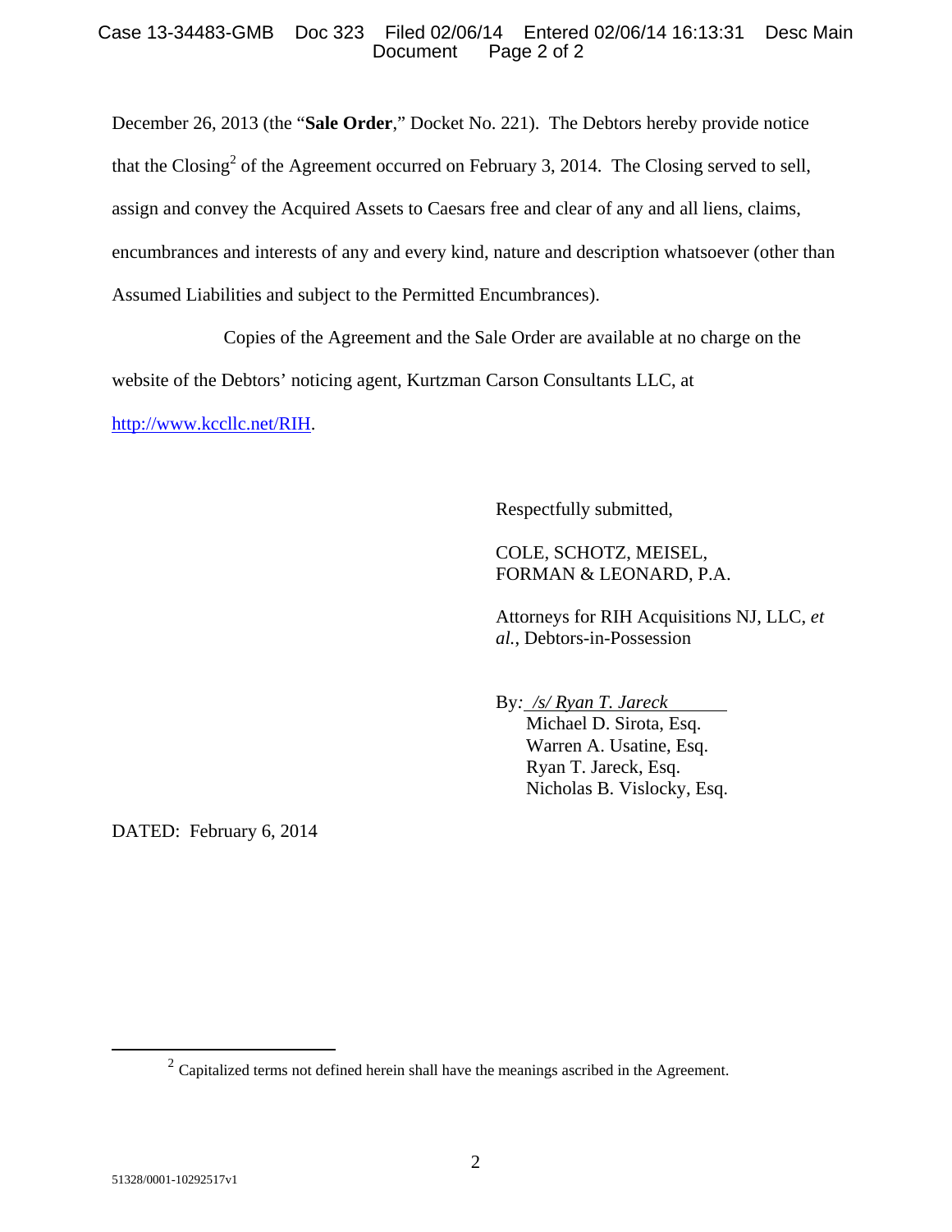December 26, 2013 (the "**Sale Order**," Docket No. 221). The Debtors hereby provide notice that the Closing[2] of the Agreement occurred on February 3, 2014. The Closing served to sell, assign and convey the Acquired Assets to Caesars free and clear of any and all liens, claims, encumbrances and interests of any and every kind, nature and description whatsoever (other than Assumed Liabilities and subject to the Permitted Encumbrances).

Copies of the Agreement and the Sale Order are available at no charge on the website of the Debtors' noticing agent, Kurtzman Carson Consultants LLC, at http://www.kccllc.net/RIH.

Respectfully submitted,

COLE, SCHOTZ, MEISEL,
FORMAN & LEONARD, P.A.

Attorneys for RIH Acquisitions NJ, LLC, *et al.*, Debtors-in-Possession

By: */s/ Ryan T. Jareck*
Michael D. Sirota, Esq.
Warren A. Usatine, Esq.
Ryan T. Jareck, Esq.
Nicholas B. Vislocky, Esq.

DATED: February 6, 2014

[2] Capitalized terms not defined herein shall have the meanings ascribed in the Agreement.

51328/0001-10292517v1